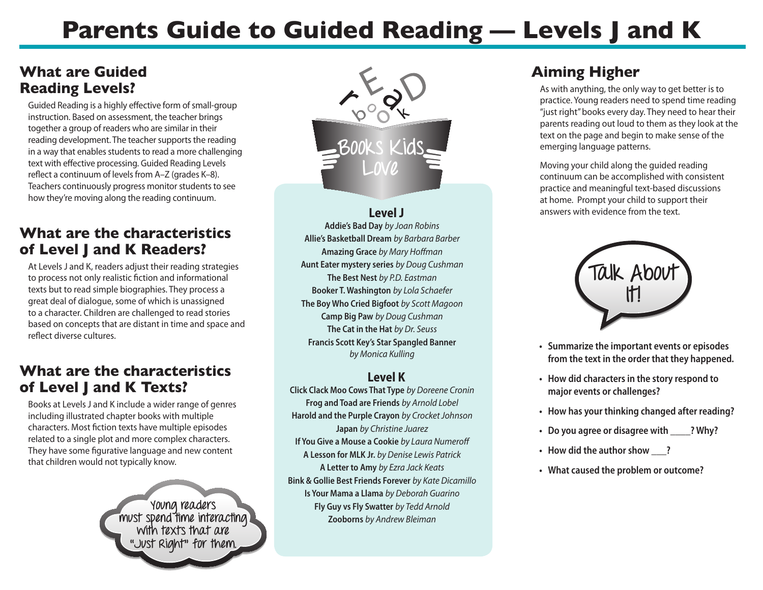# Parents Guide to Guided Reading — Levels J and K

## What are Guided Reading Levels?

Guided Reading is a highly effective form of small-group instruction. Based on assessment, the teacher brings together a group of readers who are similar in their reading development. The teacher supports the reading in a way that enables students to read a more challenging text with effective processing. Guided Reading Levels reflect a continuum of levels from A–Z (grades K–8). Teachers continuously progress monitor students to see how they're moving along the reading continuum.

## What are the characteristics of Level J and K Readers?

At Levels J and K, readers adjust their reading strategies to process not only realistic fiction and informational texts but to read simple biographies. They process a great deal of dialogue, some of which is unassigned to a character. Children are challenged to read stories based on concepts that are distant in time and space and reflect diverse cultures.

## What are the characteristics of Level J and K Texts?

Books at Levels J and K include a wider range of genres including illustrated chapter books with multiple characters. Most fiction texts have multiple episodes related to a single plot and more complex characters. They have some figurative language and new content that children would not typically know.

Young readers must spend time interacting with texts that are "Just Right" for them.

read book

Books Kids Love

### Level J

**Addie's Bad Day** *by Joan Robins*
**Allie's Basketball Dream** *by Barbara Barber*
**Amazing Grace** *by Mary Hoffman*
**Aunt Eater mystery series** *by Doug Cushman*
**The Best Nest** *by P.D. Eastman*
**Booker T. Washington** *by Lola Schaefer*
**The Boy Who Cried Bigfoot** *by Scott Magoon*
**Camp Big Paw** *by Doug Cushman*
**The Cat in the Hat** *by Dr. Seuss*
**Francis Scott Key's Star Spangled Banner** *by Monica Kulling*

### Level K

**Click Clack Moo Cows That Type** *by Doreene Cronin*
**Frog and Toad are Friends** *by Arnold Lobel*
**Harold and the Purple Crayon** *by Crocket Johnson*
**Japan** *by Christine Juarez*
**If You Give a Mouse a Cookie** *by Laura Numeroff*
**A Lesson for MLK Jr.** *by Denise Lewis Patrick*
**A Letter to Amy** *by Ezra Jack Keats*
**Bink & Gollie Best Friends Forever** *by Kate Dicamillo*
**Is Your Mama a Llama** *by Deborah Guarino*
**Fly Guy vs Fly Swatter** *by Tedd Arnold*
**Zooborns** *by Andrew Bleiman*

## Aiming Higher

As with anything, the only way to get better is to practice. Young readers need to spend time reading "just right" books every day. They need to hear their parents reading out loud to them as they look at the text on the page and begin to make sense of the emerging language patterns.

Moving your child along the guided reading continuum can be accomplished with consistent practice and meaningful text-based discussions at home. Prompt your child to support their answers with evidence from the text.

Talk About It!

- **Summarize the important events or episodes from the text in the order that they happened.**
- **How did characters in the story respond to major events or challenges?**
- **How has your thinking changed after reading?**
- **Do you agree or disagree with \_\_\_\_? Why?**
- **How did the author show \_\_\_?**
- **What caused the problem or outcome?**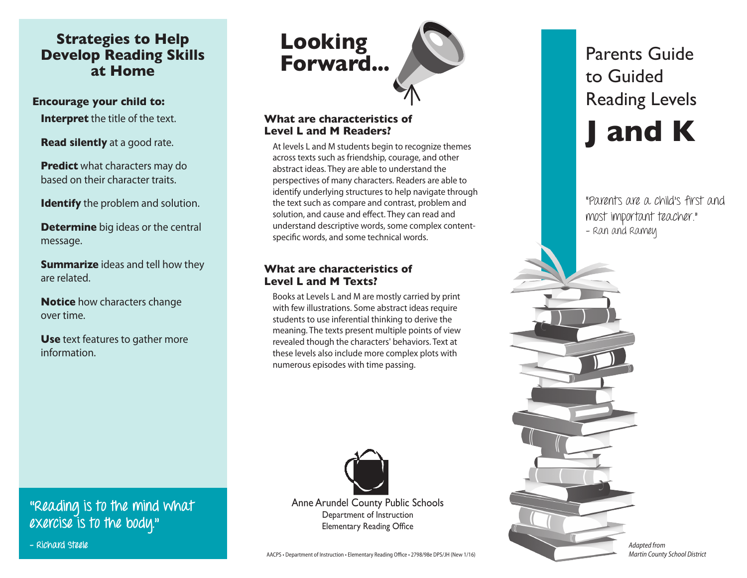## Strategies to Help Develop Reading Skills at Home

**Encourage your child to:**

**Interpret** the title of the text.

**Read silently** at a good rate.

**Predict** what characters may do based on their character traits.

**Identify** the problem and solution.

**Determine** big ideas or the central message.

**Summarize** ideas and tell how they are related.

**Notice** how characters change over time.

**Use** text features to gather more information.

"Reading is to the mind what exercise is to the body."

- Richard Steele

# Looking Forward...

### What are characteristics of Level L and M Readers?

At levels L and M students begin to recognize themes across texts such as friendship, courage, and other abstract ideas. They are able to understand the perspectives of many characters. Readers are able to identify underlying structures to help navigate through the text such as compare and contrast, problem and solution, and cause and effect. They can read and understand descriptive words, some complex content-specific words, and some technical words.

### What are characteristics of Level L and M Texts?

Books at Levels L and M are mostly carried by print with few illustrations. Some abstract ideas require students to use inferential thinking to derive the meaning. The texts present multiple points of view revealed though the characters' behaviors. Text at these levels also include more complex plots with numerous episodes with time passing.

Anne Arundel County Public Schools
Department of Instruction
Elementary Reading Office

AACPS • Department of Instruction • Elementary Reading Office • 2798/98e DPS/JH (New 1/16)

# Parents Guide to Guided Reading Levels

# J and K

"Parents are a child's first and most important teacher."
- Ran and Ramey

*Adapted from Martin County School District*